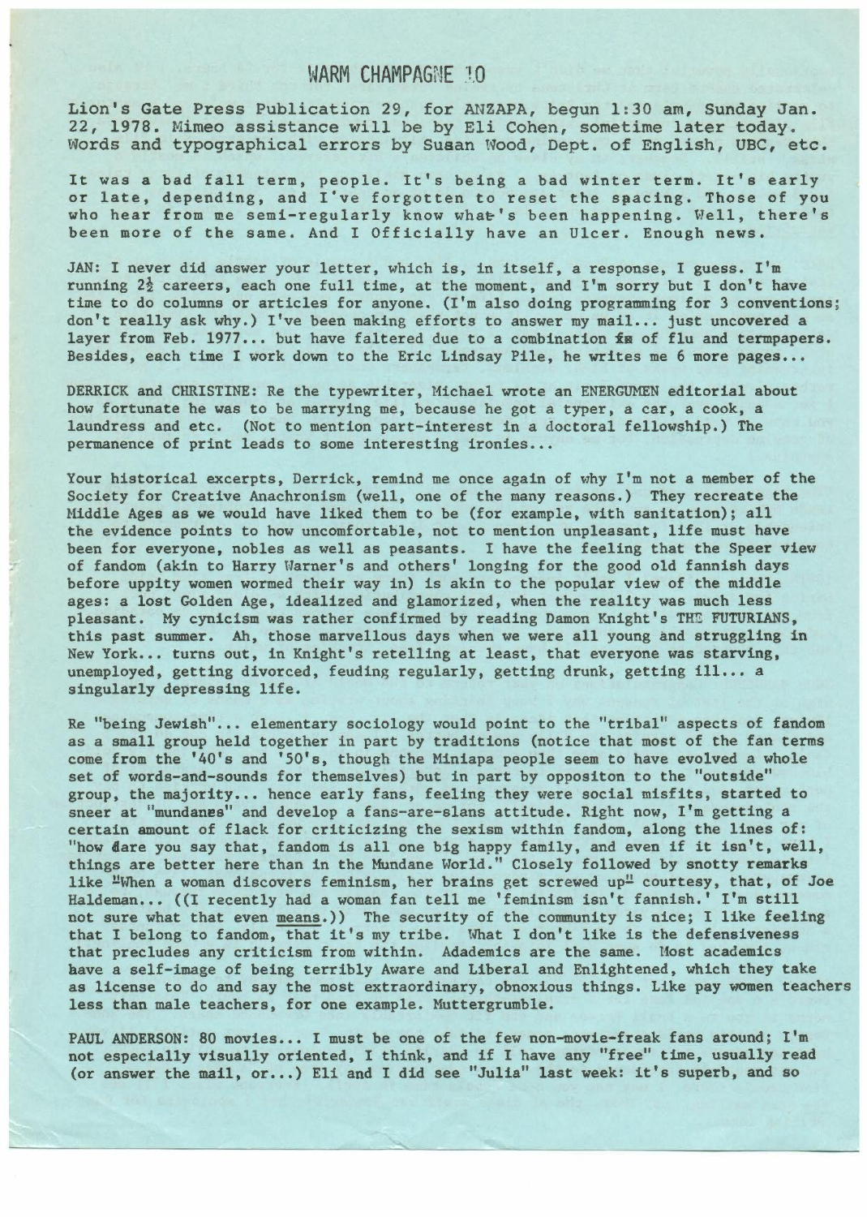# WARM CHAMPAGNE 10

Lion's Gate Press Publication 29, for ANZAPA, begun 1:30 am, Sunday Jan. 22, 1978. Mimeo assistance will be by Eli Cohen, sometime later today. Words and typographical errors by Susan Wood, Dept. of English, UBC, etc.

It was a bad fall term, people. It's being a bad winter term. It's early or late, depending, and I've forgotten to reset the spacing. Those of you who hear from me semi-regularly know what's been happening. Well, there's been more of the same. And I Officially have an Ulcer. Enough news.

JAN: I never did answer your letter, which is, in itself, a response, I guess. I'm running 2½ careers, each one full time, at the moment, and I'm sorry but I don't have time to do columns or articles for anyone. (I'm also doing programming for 3 conventions; don't really ask why.) I've been making efforts to answer my mail... just uncovered a layer from Feb. 1977... but have faltered due to a combination of flu and termpapers. Besides, each time I work down to the Eric Lindsay Pile, he writes me 6 more pages...

DERRICK and CHRISTINE: Re the typewriter, Michael wrote an ENERGUMEN editorial about how fortunate he was to be marrying me, because he got a typer, a car, a cook, a laundress and etc. (Not to mention part-interest in a doctoral fellowship.) The permanence of print leads to some interesting ironies...

Your historical excerpts, Derrick, remind me once again of why I'm not a member of the Society for Creative Anachronism (well, one of the many reasons.) They recreate the Middle Ages as we would have liked them to be (for example, with sanitation); all the evidence points to how uncomfortable, not to mention unpleasant, life must have been for everyone, nobles as well as peasants. I have the feeling that the Speer view of fandom (akin to Harry Warner's and others' longing for the good old fannish days before uppity women wormed their way in) is akin to the popular view of the middle ages: a lost Golden Age, idealized and glamorized, when the reality was much less pleasant. My cynicism was rather confirmed by reading Damon Knight's THE FUTURIANS, this past summer. Ah, those marvellous days when we were all young and struggling in New York... turns out, in Knight's retelling at least, that everyone was starving, unemployed, getting divorced, feuding regularly, getting drunk, getting ill... a singularly depressing life.

Re "being Jewish"... elementary sociology would point to the "tribal" aspects of fandom as a small group held together in part by traditions (notice that most of the fan terms come from the '40's and '50's, though the Miniapa people seem to have evolved a whole set of words-and-sounds for themselves) but in part by oppositon to the "outside" group, the majority... hence early fans, feeling they were social misfits, started to sneer at "mundanes" and develop a fans-are-slans attitude. Right now, I'm getting a certain amount of flack for criticizing the sexism within fandom, along the lines of: "how dare you say that, fandom is all one big happy family, and even if it isn't, well, things are better here than in the Mundane World." Closely followed by snotty remarks like "When a woman discovers feminism, her brains get screwed up" courtesy, that, of Joe Haldeman... ((I recently had a woman fan tell me 'feminism isn't fannish.' I'm still not sure what that even means.)) The security of the community is nice; I like feeling that I belong to fandom, that it's my tribe. What I don't like is the defensiveness that precludes any criticism from within. Adademics are the same. Most academics have a self-image of being terribly Aware and Liberal and Enlightened, which they take as license to do and say the most extraordinary, obnoxious things. Like pay women teachers less than male teachers, for one example. Muttergrumble.

PAUL ANDERSON: 80 movies... I must be one of the few non-movie-freak fans around; I'm not especially visually oriented, I think, and if I have any "free" time, usually read (or answer the mail, or...) Eli and I did see "Julia" last week: it's superb, and so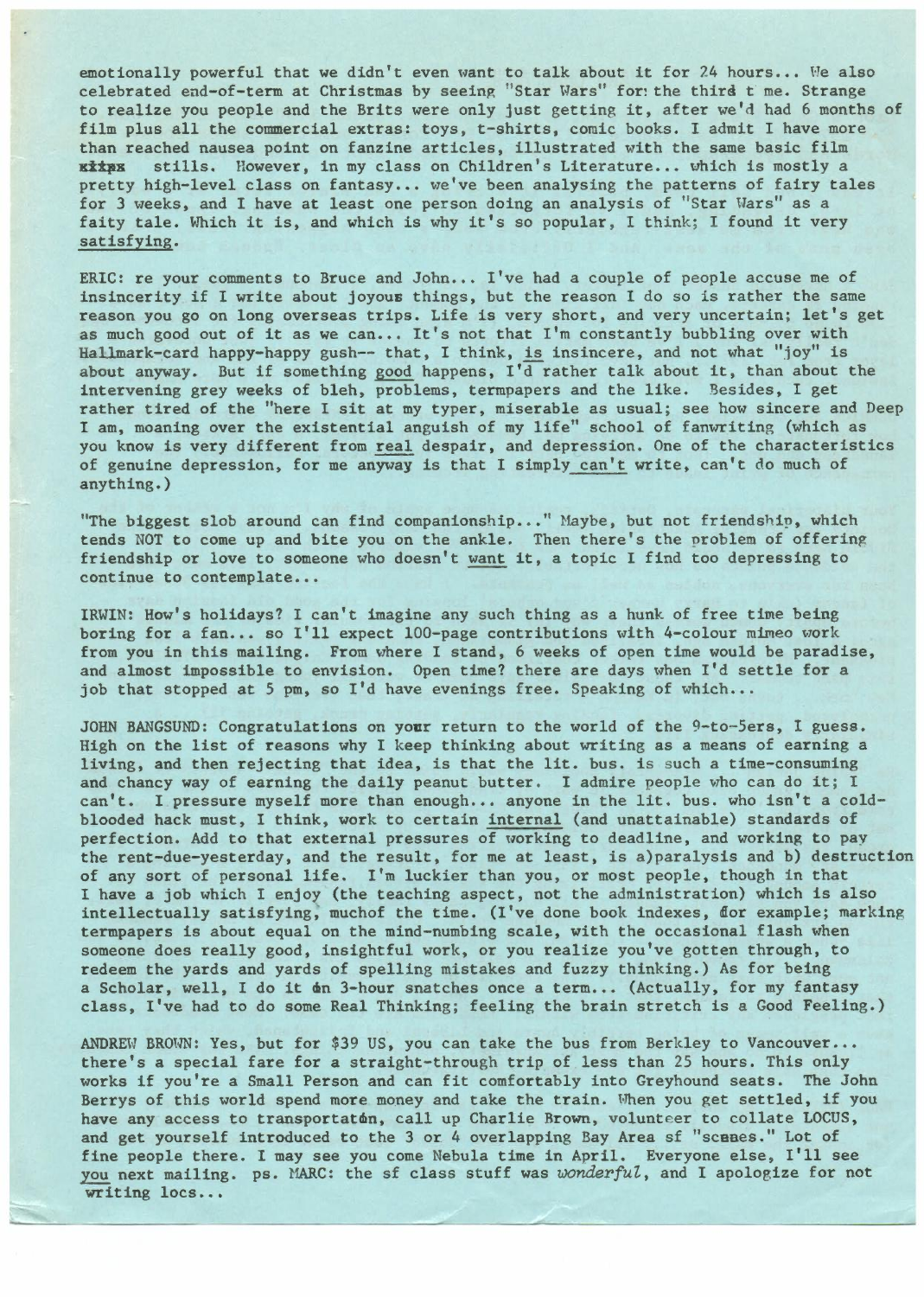emotionally powerful that we didn't even want to talk about it for 24 hours... We also celebrated end-of-term at Christmas by seeing "Star Wars" for the third t me. Strange to realize you people and the Brits were only just getting it, after we'd had 6 months of film plus all the commercial extras: toys, t-shirts, comic books. I admit I have more than reached nausea point on fanzine articles, illustrated with the same basic film ~~stills~~ stills. However, in my class on Children's Literature... which is mostly a pretty high-level class on fantasy... we've been analysing the patterns of fairy tales for 3 weeks, and I have at least one person doing an analysis of "Star Wars" as a faity tale. Which it is, and which is why it's so popular, I think; I found it very satisfying.

ERIC: re your comments to Bruce and John... I've had a couple of people accuse me of insincerity if I write about joyous things, but the reason I do so is rather the same reason you go on long overseas trips. Life is very short, and very uncertain; let's get as much good out of it as we can... It's not that I'm constantly bubbling over with Hallmark-card happy-happy gush-- that, I think, is insincere, and not what "joy" is about anyway. But if something good happens, I'd rather talk about it, than about the intervening grey weeks of bleh, problems, termpapers and the like. Besides, I get rather tired of the "here I sit at my typer, miserable as usual; see how sincere and Deep I am, moaning over the existential anguish of my life" school of fanwriting (which as you know is very different from real despair, and depression. One of the characteristics of genuine depression, for me anyway is that I simply can't write, can't do much of anything.)

"The biggest slob around can find companionship..." Maybe, but not friendship, which tends NOT to come up and bite you on the ankle. Then there's the problem of offering friendship or love to someone who doesn't want it, a topic I find too depressing to continue to contemplate...

IRWIN: How's holidays? I can't imagine any such thing as a hunk of free time being boring for a fan... so I'll expect 100-page contributions with 4-colour mimeo work from you in this mailing. From where I stand, 6 weeks of open time would be paradise, and almost impossible to envision. Open time? there are days when I'd settle for a job that stopped at 5 pm, so I'd have evenings free. Speaking of which...

JOHN BANGSUND: Congratulations on your return to the world of the 9-to-5ers, I guess. High on the list of reasons why I keep thinking about writing as a means of earning a living, and then rejecting that idea, is that the lit. bus. is such a time-consuming and chancy way of earning the daily peanut butter. I admire people who can do it; I can't. I pressure myself more than enough... anyone in the lit. bus. who isn't a cold-blooded hack must, I think, work to certain internal (and unattainable) standards of perfection. Add to that external pressures of working to deadline, and working to pay the rent-due-yesterday, and the result, for me at least, is a)paralysis and b) destruction of any sort of personal life. I'm luckier than you, or most people, though in that I have a job which I enjoy (the teaching aspect, not the administration) which is also intellectually satisfying, muchof the time. (I've done book indexes, for example; marking termpapers is about equal on the mind-numbing scale, with the occasional flash when someone does really good, insightful work, or you realize you've gotten through, to redeem the yards and yards of spelling mistakes and fuzzy thinking.) As for being a Scholar, well, I do it in 3-hour snatches once a term... (Actually, for my fantasy class, I've had to do some Real Thinking; feeling the brain stretch is a Good Feeling.)

ANDREW BROWN: Yes, but for $39 US, you can take the bus from Berkley to Vancouver... there's a special fare for a straight-through trip of less than 25 hours. This only works if you're a Small Person and can fit comfortably into Greyhound seats. The John Berrys of this world spend more money and take the train. When you get settled, if you have any access to transportatón, call up Charlie Brown, volunteer to collate LOCUS, and get yourself introduced to the 3 or 4 overlapping Bay Area sf "scenes." Lot of fine people there. I may see you come Nebula time in April. Everyone else, I'll see you next mailing. ps. MARC: the sf class stuff was *wonderful*, and I apologize for not writing locs...